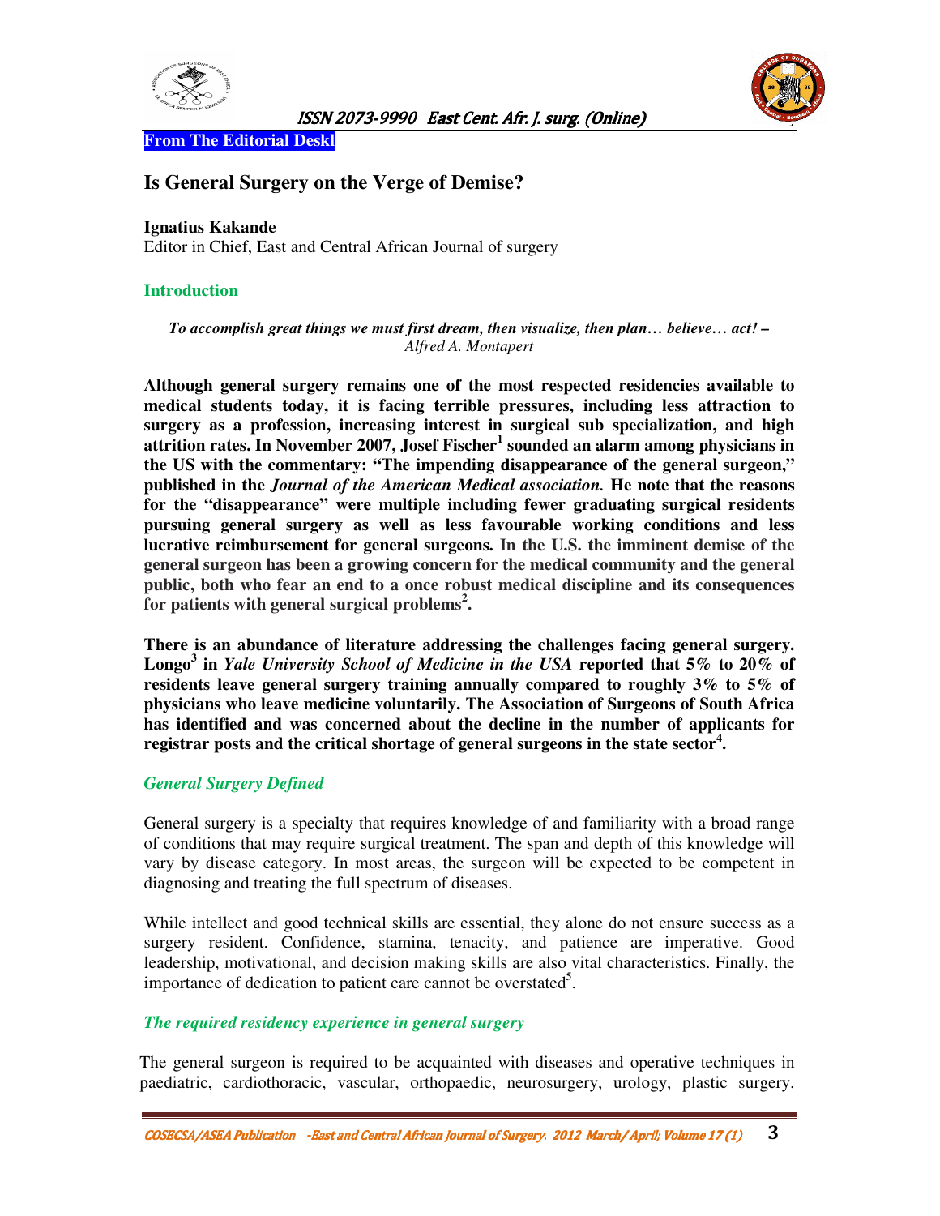From The Editorial Deskl

# Is General Surgery on the Verge of Demise?

**Ignatius Kakande**
Editor in Chief, East and Central African Journal of surgery

## Introduction

***To accomplish great things we must first dream, then visualize, then plan… believe… act! –*** *Alfred A. Montapert*

**Although general surgery remains one of the most respected residencies available to medical students today, it is facing terrible pressures, including less attraction to surgery as a profession, increasing interest in surgical sub specialization, and high attrition rates. In November 2007, Josef Fischer[1] sounded an alarm among physicians in the US with the commentary: "The impending disappearance of the general surgeon," published in the *Journal of the American Medical association.* He note that the reasons for the "disappearance" were multiple including fewer graduating surgical residents pursuing general surgery as well as less favourable working conditions and less lucrative reimbursement for general surgeons. In the U.S. the imminent demise of the general surgeon has been a growing concern for the medical community and the general public, both who fear an end to a once robust medical discipline and its consequences for patients with general surgical problems[2].**

**There is an abundance of literature addressing the challenges facing general surgery. Longo[3] in *Yale University School of Medicine in the USA* reported that 5% to 20% of residents leave general surgery training annually compared to roughly 3% to 5% of physicians who leave medicine voluntarily. The Association of Surgeons of South Africa has identified and was concerned about the decline in the number of applicants for registrar posts and the critical shortage of general surgeons in the state sector[4].**

### *General Surgery Defined*

General surgery is a specialty that requires knowledge of and familiarity with a broad range of conditions that may require surgical treatment. The span and depth of this knowledge will vary by disease category. In most areas, the surgeon will be expected to be competent in diagnosing and treating the full spectrum of diseases.

While intellect and good technical skills are essential, they alone do not ensure success as a surgery resident. Confidence, stamina, tenacity, and patience are imperative. Good leadership, motivational, and decision making skills are also vital characteristics. Finally, the importance of dedication to patient care cannot be overstated[5].

### *The required residency experience in general surgery*

The general surgeon is required to be acquainted with diseases and operative techniques in paediatric, cardiothoracic, vascular, orthopaedic, neurosurgery, urology, plastic surgery.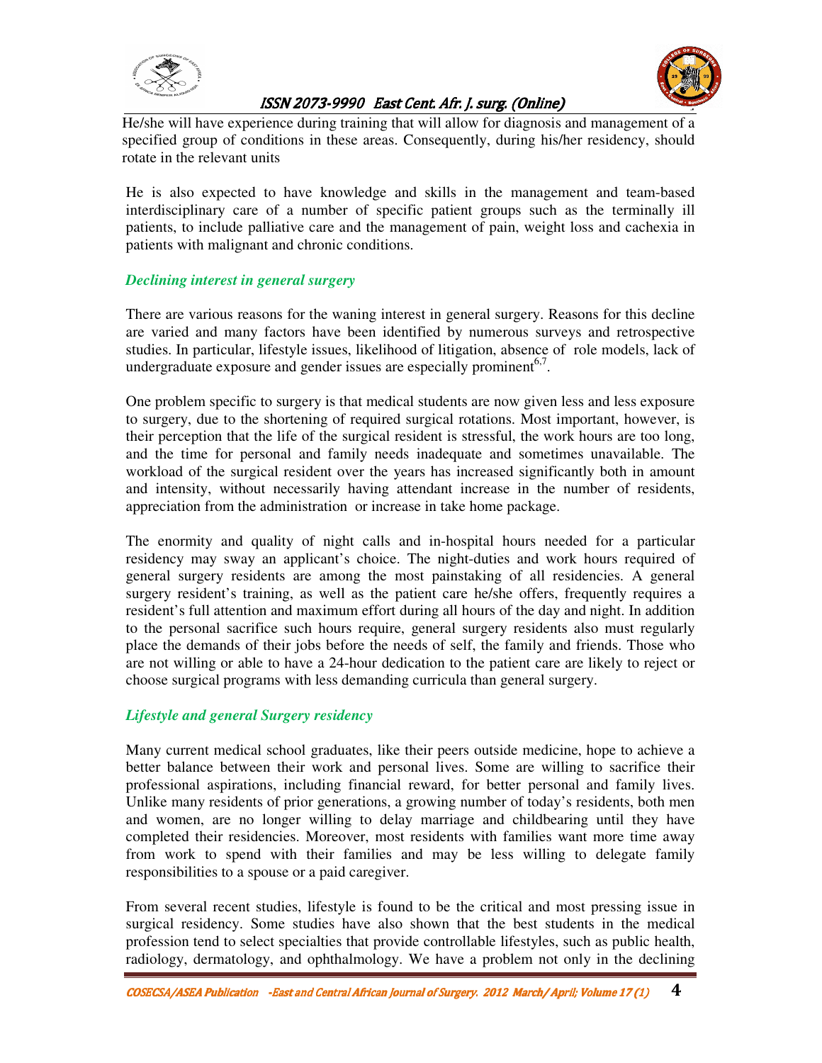He/she will have experience during training that will allow for diagnosis and management of a specified group of conditions in these areas. Consequently, during his/her residency, should rotate in the relevant units

He is also expected to have knowledge and skills in the management and team-based interdisciplinary care of a number of specific patient groups such as the terminally ill patients, to include palliative care and the management of pain, weight loss and cachexia in patients with malignant and chronic conditions.

### *Declining interest in general surgery*

There are various reasons for the waning interest in general surgery. Reasons for this decline are varied and many factors have been identified by numerous surveys and retrospective studies. In particular, lifestyle issues, likelihood of litigation, absence of role models, lack of undergraduate exposure and gender issues are especially prominent[6,7].

One problem specific to surgery is that medical students are now given less and less exposure to surgery, due to the shortening of required surgical rotations. Most important, however, is their perception that the life of the surgical resident is stressful, the work hours are too long, and the time for personal and family needs inadequate and sometimes unavailable. The workload of the surgical resident over the years has increased significantly both in amount and intensity, without necessarily having attendant increase in the number of residents, appreciation from the administration or increase in take home package.

The enormity and quality of night calls and in-hospital hours needed for a particular residency may sway an applicant's choice. The night-duties and work hours required of general surgery residents are among the most painstaking of all residencies. A general surgery resident's training, as well as the patient care he/she offers, frequently requires a resident's full attention and maximum effort during all hours of the day and night. In addition to the personal sacrifice such hours require, general surgery residents also must regularly place the demands of their jobs before the needs of self, the family and friends. Those who are not willing or able to have a 24-hour dedication to the patient care are likely to reject or choose surgical programs with less demanding curricula than general surgery.

### *Lifestyle and general Surgery residency*

Many current medical school graduates, like their peers outside medicine, hope to achieve a better balance between their work and personal lives. Some are willing to sacrifice their professional aspirations, including financial reward, for better personal and family lives. Unlike many residents of prior generations, a growing number of today's residents, both men and women, are no longer willing to delay marriage and childbearing until they have completed their residencies. Moreover, most residents with families want more time away from work to spend with their families and may be less willing to delegate family responsibilities to a spouse or a paid caregiver.

From several recent studies, lifestyle is found to be the critical and most pressing issue in surgical residency. Some studies have also shown that the best students in the medical profession tend to select specialties that provide controllable lifestyles, such as public health, radiology, dermatology, and ophthalmology. We have a problem not only in the declining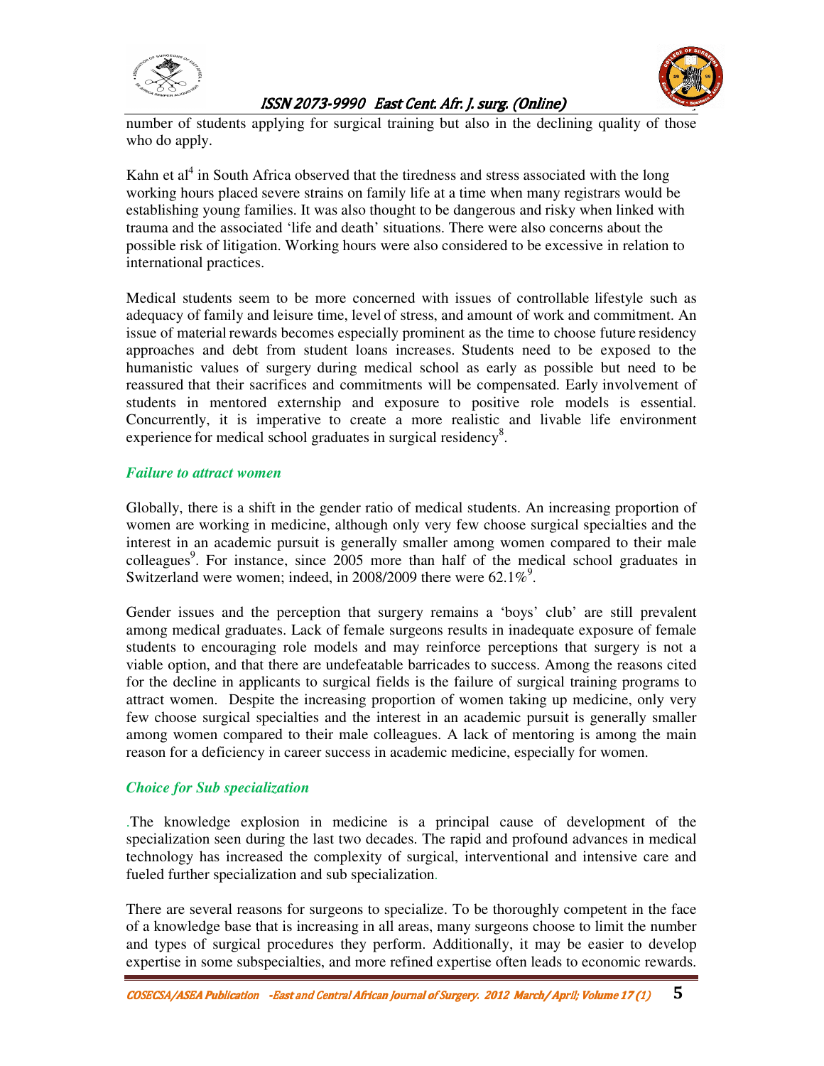number of students applying for surgical training but also in the declining quality of those who do apply.

Kahn et al[4] in South Africa observed that the tiredness and stress associated with the long working hours placed severe strains on family life at a time when many registrars would be establishing young families. It was also thought to be dangerous and risky when linked with trauma and the associated 'life and death' situations. There were also concerns about the possible risk of litigation. Working hours were also considered to be excessive in relation to international practices.

Medical students seem to be more concerned with issues of controllable lifestyle such as adequacy of family and leisure time, level of stress, and amount of work and commitment. An issue of material rewards becomes especially prominent as the time to choose future residency approaches and debt from student loans increases. Students need to be exposed to the humanistic values of surgery during medical school as early as possible but need to be reassured that their sacrifices and commitments will be compensated. Early involvement of students in mentored externship and exposure to positive role models is essential. Concurrently, it is imperative to create a more realistic and livable life environment experience for medical school graduates in surgical residency[8].

### *Failure to attract women*

Globally, there is a shift in the gender ratio of medical students. An increasing proportion of women are working in medicine, although only very few choose surgical specialties and the interest in an academic pursuit is generally smaller among women compared to their male colleagues[9]. For instance, since 2005 more than half of the medical school graduates in Switzerland were women; indeed, in 2008/2009 there were 62.1%[9].

Gender issues and the perception that surgery remains a 'boys' club' are still prevalent among medical graduates. Lack of female surgeons results in inadequate exposure of female students to encouraging role models and may reinforce perceptions that surgery is not a viable option, and that there are undefeatable barricades to success. Among the reasons cited for the decline in applicants to surgical fields is the failure of surgical training programs to attract women. Despite the increasing proportion of women taking up medicine, only very few choose surgical specialties and the interest in an academic pursuit is generally smaller among women compared to their male colleagues. A lack of mentoring is among the main reason for a deficiency in career success in academic medicine, especially for women.

### *Choice for Sub specialization*

.The knowledge explosion in medicine is a principal cause of development of the specialization seen during the last two decades. The rapid and profound advances in medical technology has increased the complexity of surgical, interventional and intensive care and fueled further specialization and sub specialization.

There are several reasons for surgeons to specialize. To be thoroughly competent in the face of a knowledge base that is increasing in all areas, many surgeons choose to limit the number and types of surgical procedures they perform. Additionally, it may be easier to develop expertise in some subspecialties, and more refined expertise often leads to economic rewards.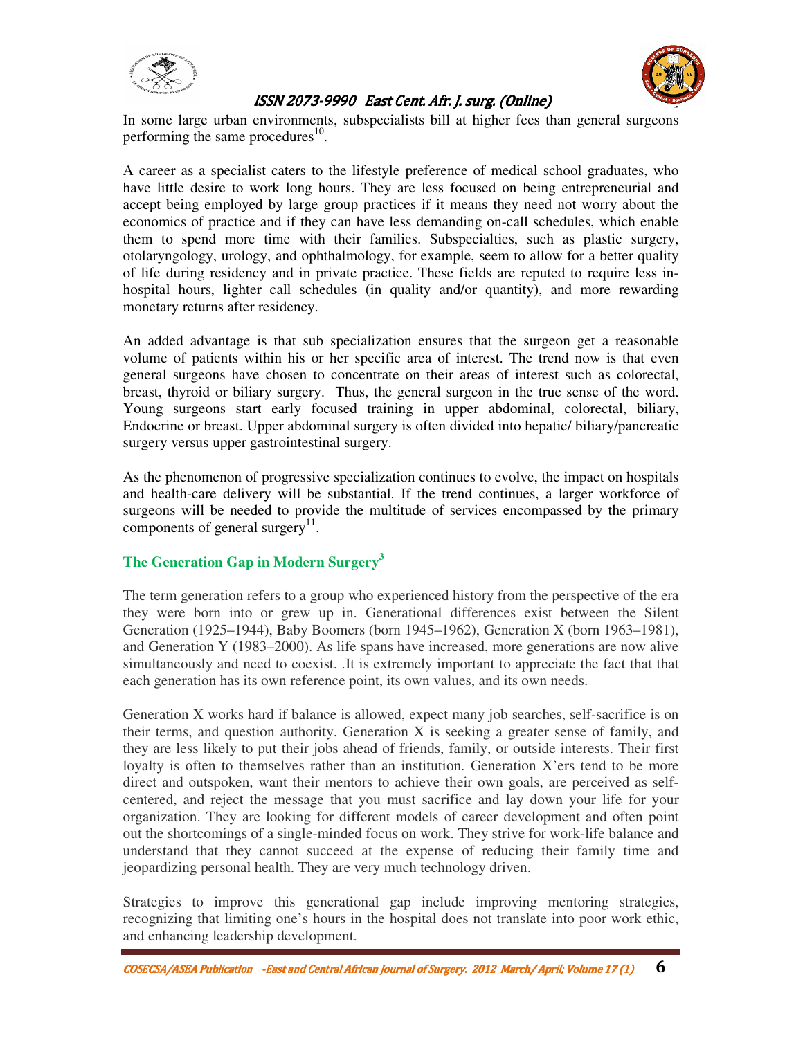In some large urban environments, subspecialists bill at higher fees than general surgeons performing the same procedures[10].

A career as a specialist caters to the lifestyle preference of medical school graduates, who have little desire to work long hours. They are less focused on being entrepreneurial and accept being employed by large group practices if it means they need not worry about the economics of practice and if they can have less demanding on-call schedules, which enable them to spend more time with their families. Subspecialties, such as plastic surgery, otolaryngology, urology, and ophthalmology, for example, seem to allow for a better quality of life during residency and in private practice. These fields are reputed to require less in-hospital hours, lighter call schedules (in quality and/or quantity), and more rewarding monetary returns after residency.

An added advantage is that sub specialization ensures that the surgeon get a reasonable volume of patients within his or her specific area of interest. The trend now is that even general surgeons have chosen to concentrate on their areas of interest such as colorectal, breast, thyroid or biliary surgery. Thus, the general surgeon in the true sense of the word. Young surgeons start early focused training in upper abdominal, colorectal, biliary, Endocrine or breast. Upper abdominal surgery is often divided into hepatic/ biliary/pancreatic surgery versus upper gastrointestinal surgery.

As the phenomenon of progressive specialization continues to evolve, the impact on hospitals and health-care delivery will be substantial. If the trend continues, a larger workforce of surgeons will be needed to provide the multitude of services encompassed by the primary components of general surgery[11].

## The Generation Gap in Modern Surgery[3]

The term generation refers to a group who experienced history from the perspective of the era they were born into or grew up in. Generational differences exist between the Silent Generation (1925–1944), Baby Boomers (born 1945–1962), Generation X (born 1963–1981), and Generation Y (1983–2000). As life spans have increased, more generations are now alive simultaneously and need to coexist. .It is extremely important to appreciate the fact that that each generation has its own reference point, its own values, and its own needs.

Generation X works hard if balance is allowed, expect many job searches, self-sacrifice is on their terms, and question authority. Generation X is seeking a greater sense of family, and they are less likely to put their jobs ahead of friends, family, or outside interests. Their first loyalty is often to themselves rather than an institution. Generation X'ers tend to be more direct and outspoken, want their mentors to achieve their own goals, are perceived as self-centered, and reject the message that you must sacrifice and lay down your life for your organization. They are looking for different models of career development and often point out the shortcomings of a single-minded focus on work. They strive for work-life balance and understand that they cannot succeed at the expense of reducing their family time and jeopardizing personal health. They are very much technology driven.

Strategies to improve this generational gap include improving mentoring strategies, recognizing that limiting one's hours in the hospital does not translate into poor work ethic, and enhancing leadership development.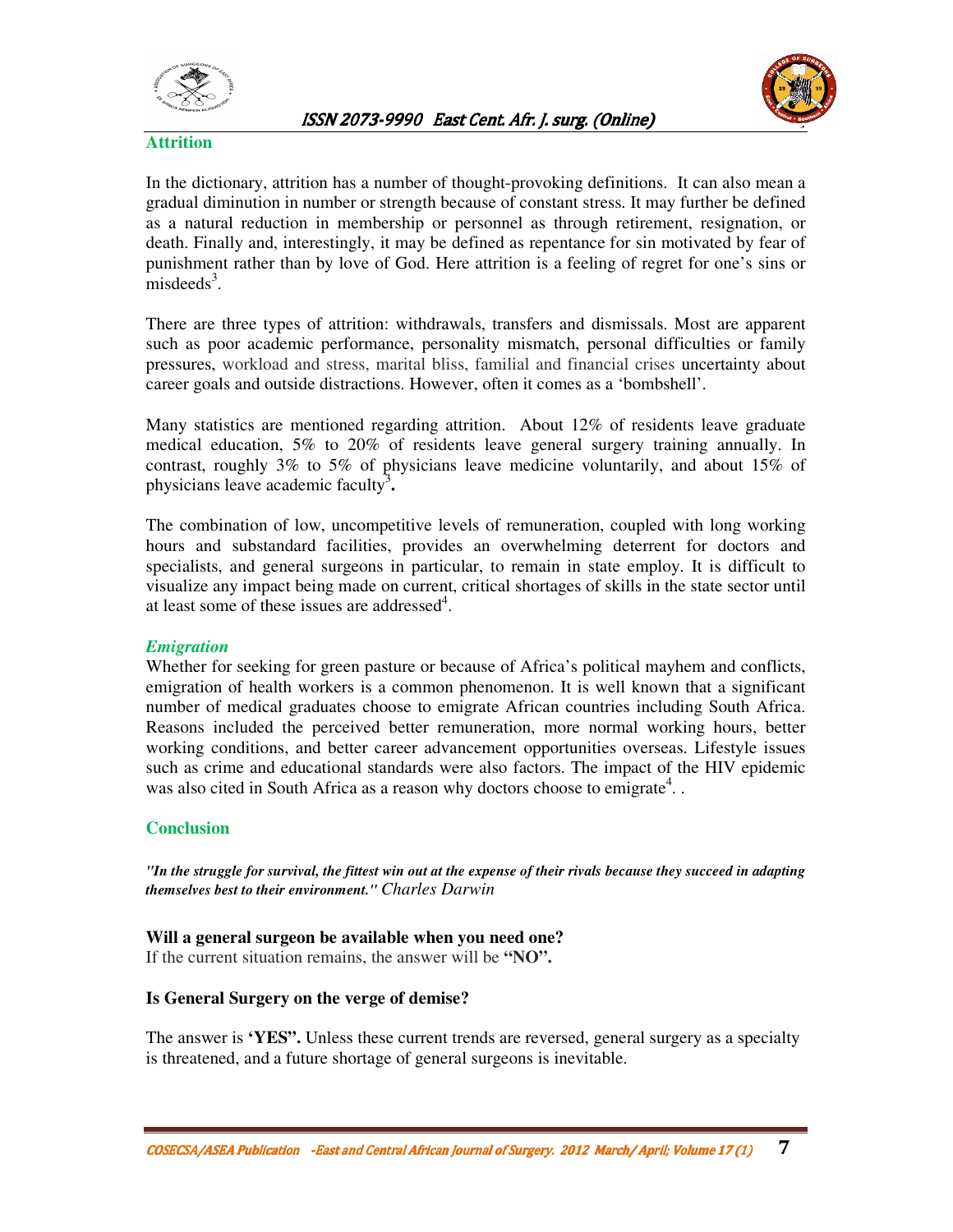## Attrition

In the dictionary, attrition has a number of thought-provoking definitions. It can also mean a gradual diminution in number or strength because of constant stress. It may further be defined as a natural reduction in membership or personnel as through retirement, resignation, or death. Finally and, interestingly, it may be defined as repentance for sin motivated by fear of punishment rather than by love of God. Here attrition is a feeling of regret for one's sins or misdeeds[3].

There are three types of attrition: withdrawals, transfers and dismissals. Most are apparent such as poor academic performance, personality mismatch, personal difficulties or family pressures, workload and stress, marital bliss, familial and financial crises uncertainty about career goals and outside distractions. However, often it comes as a 'bombshell'.

Many statistics are mentioned regarding attrition. About 12% of residents leave graduate medical education, 5% to 20% of residents leave general surgery training annually. In contrast, roughly 3% to 5% of physicians leave medicine voluntarily, and about 15% of physicians leave academic faculty[3]**.**

The combination of low, uncompetitive levels of remuneration, coupled with long working hours and substandard facilities, provides an overwhelming deterrent for doctors and specialists, and general surgeons in particular, to remain in state employ. It is difficult to visualize any impact being made on current, critical shortages of skills in the state sector until at least some of these issues are addressed[4].

### *Emigration*

Whether for seeking for green pasture or because of Africa's political mayhem and conflicts, emigration of health workers is a common phenomenon. It is well known that a significant number of medical graduates choose to emigrate African countries including South Africa. Reasons included the perceived better remuneration, more normal working hours, better working conditions, and better career advancement opportunities overseas. Lifestyle issues such as crime and educational standards were also factors. The impact of the HIV epidemic was also cited in South Africa as a reason why doctors choose to emigrate[4]. .

## Conclusion

***"In the struggle for survival, the fittest win out at the expense of their rivals because they succeed in adapting themselves best to their environment."*** *Charles Darwin*

**Will a general surgeon be available when you need one?**
If the current situation remains, the answer will be **"NO".**

**Is General Surgery on the verge of demise?**

The answer is **'YES".** Unless these current trends are reversed, general surgery as a specialty is threatened, and a future shortage of general surgeons is inevitable.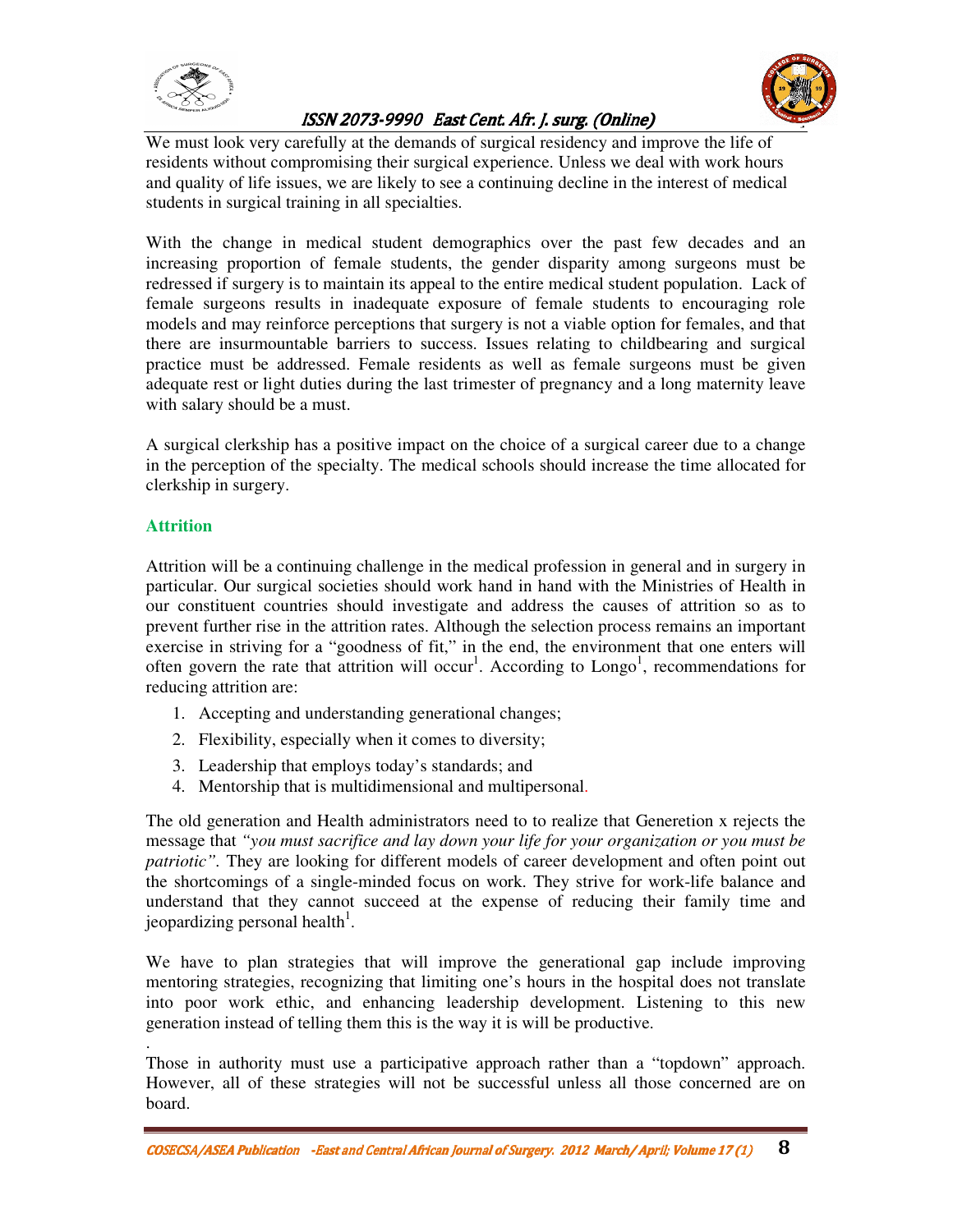We must look very carefully at the demands of surgical residency and improve the life of residents without compromising their surgical experience. Unless we deal with work hours and quality of life issues, we are likely to see a continuing decline in the interest of medical students in surgical training in all specialties.

With the change in medical student demographics over the past few decades and an increasing proportion of female students, the gender disparity among surgeons must be redressed if surgery is to maintain its appeal to the entire medical student population. Lack of female surgeons results in inadequate exposure of female students to encouraging role models and may reinforce perceptions that surgery is not a viable option for females, and that there are insurmountable barriers to success. Issues relating to childbearing and surgical practice must be addressed. Female residents as well as female surgeons must be given adequate rest or light duties during the last trimester of pregnancy and a long maternity leave with salary should be a must.

A surgical clerkship has a positive impact on the choice of a surgical career due to a change in the perception of the specialty. The medical schools should increase the time allocated for clerkship in surgery.

## Attrition

Attrition will be a continuing challenge in the medical profession in general and in surgery in particular. Our surgical societies should work hand in hand with the Ministries of Health in our constituent countries should investigate and address the causes of attrition so as to prevent further rise in the attrition rates. Although the selection process remains an important exercise in striving for a "goodness of fit," in the end, the environment that one enters will often govern the rate that attrition will occur[1]. According to Longo[1], recommendations for reducing attrition are:

1. Accepting and understanding generational changes;
2. Flexibility, especially when it comes to diversity;
3. Leadership that employs today's standards; and
4. Mentorship that is multidimensional and multipersonal.

The old generation and Health administrators need to to realize that Generetion x rejects the message that *"you must sacrifice and lay down your life for your organization or you must be patriotic"*. They are looking for different models of career development and often point out the shortcomings of a single-minded focus on work. They strive for work-life balance and understand that they cannot succeed at the expense of reducing their family time and jeopardizing personal health[1].

We have to plan strategies that will improve the generational gap include improving mentoring strategies, recognizing that limiting one's hours in the hospital does not translate into poor work ethic, and enhancing leadership development. Listening to this new generation instead of telling them this is the way it is will be productive.

.
Those in authority must use a participative approach rather than a "topdown" approach. However, all of these strategies will not be successful unless all those concerned are on board.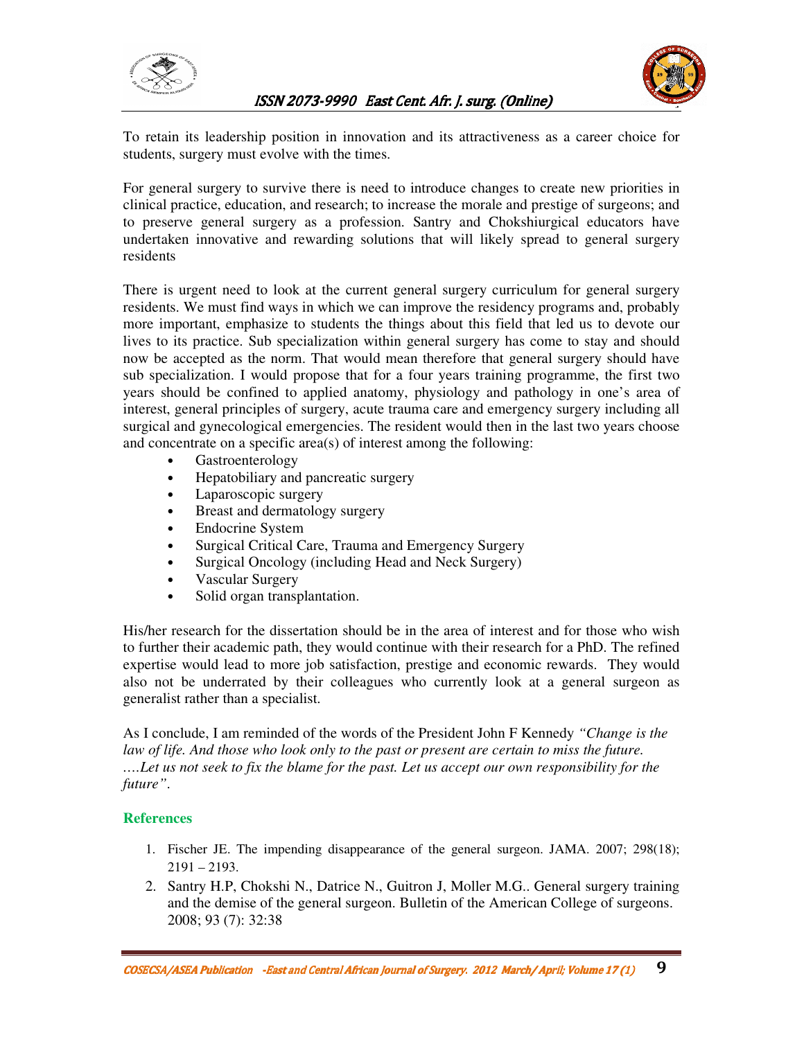To retain its leadership position in innovation and its attractiveness as a career choice for students, surgery must evolve with the times.

For general surgery to survive there is need to introduce changes to create new priorities in clinical practice, education, and research; to increase the morale and prestige of surgeons; and to preserve general surgery as a profession. Santry and Chokshiurgical educators have undertaken innovative and rewarding solutions that will likely spread to general surgery residents

There is urgent need to look at the current general surgery curriculum for general surgery residents. We must find ways in which we can improve the residency programs and, probably more important, emphasize to students the things about this field that led us to devote our lives to its practice. Sub specialization within general surgery has come to stay and should now be accepted as the norm. That would mean therefore that general surgery should have sub specialization. I would propose that for a four years training programme, the first two years should be confined to applied anatomy, physiology and pathology in one's area of interest, general principles of surgery, acute trauma care and emergency surgery including all surgical and gynecological emergencies. The resident would then in the last two years choose and concentrate on a specific area(s) of interest among the following:

- Gastroenterology
- Hepatobiliary and pancreatic surgery
- Laparoscopic surgery
- Breast and dermatology surgery
- Endocrine System
- Surgical Critical Care, Trauma and Emergency Surgery
- Surgical Oncology (including Head and Neck Surgery)
- Vascular Surgery
- Solid organ transplantation.

His/her research for the dissertation should be in the area of interest and for those who wish to further their academic path, they would continue with their research for a PhD. The refined expertise would lead to more job satisfaction, prestige and economic rewards. They would also not be underrated by their colleagues who currently look at a general surgeon as generalist rather than a specialist.

As I conclude, I am reminded of the words of the President John F Kennedy *"Change is the law of life. And those who look only to the past or present are certain to miss the future. ….Let us not seek to fix the blame for the past. Let us accept our own responsibility for the future"*.

## References

1. Fischer JE. The impending disappearance of the general surgeon. JAMA. 2007; 298(18); 2191 – 2193.
2. Santry H.P, Chokshi N., Datrice N., Guitron J, Moller M.G.. General surgery training and the demise of the general surgeon. Bulletin of the American College of surgeons. 2008; 93 (7): 32:38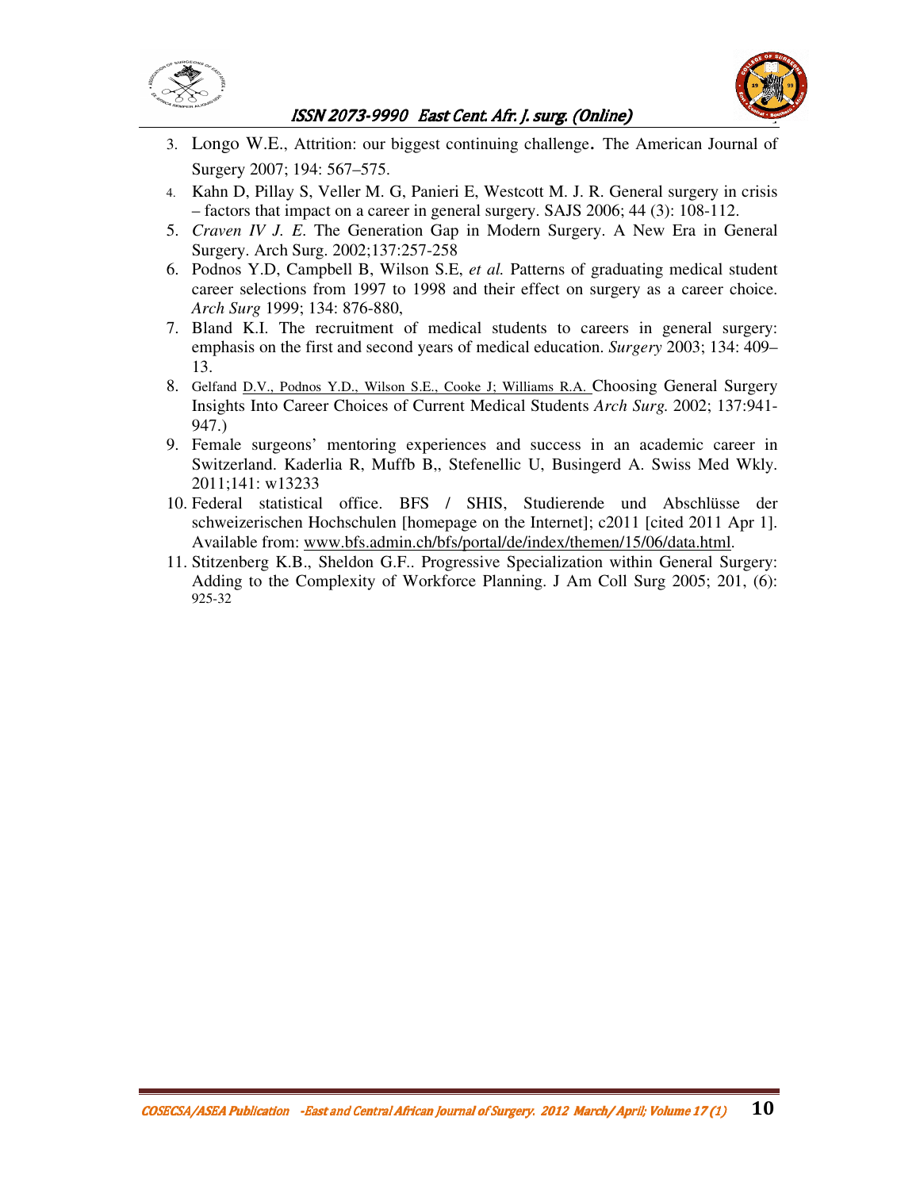3. Longo W.E., Attrition: our biggest continuing challenge. The American Journal of Surgery 2007; 194: 567–575.
4. Kahn D, Pillay S, Veller M. G, Panieri E, Westcott M. J. R. General surgery in crisis – factors that impact on a career in general surgery. SAJS 2006; 44 (3): 108-112.
5. *Craven IV J. E*. The Generation Gap in Modern Surgery. A New Era in General Surgery. Arch Surg. 2002;137:257-258
6. Podnos Y.D, Campbell B, Wilson S.E, *et al.* Patterns of graduating medical student career selections from 1997 to 1998 and their effect on surgery as a career choice. *Arch Surg* 1999; 134: 876-880,
7. Bland K.I. The recruitment of medical students to careers in general surgery: emphasis on the first and second years of medical education. *Surgery* 2003; 134: 409–13.
8. Gelfand D.V., Podnos Y.D., Wilson S.E., Cooke J; Williams R.A. Choosing General Surgery Insights Into Career Choices of Current Medical Students *Arch Surg.* 2002; 137:941-947.)
9. Female surgeons' mentoring experiences and success in an academic career in Switzerland. Kaderlia R, Muffb B,, Stefenellic U, Busingerd A. Swiss Med Wkly. 2011;141: w13233
10. Federal statistical office. BFS / SHIS, Studierende und Abschlüsse der schweizerischen Hochschulen [homepage on the Internet]; c2011 [cited 2011 Apr 1]. Available from: www.bfs.admin.ch/bfs/portal/de/index/themen/15/06/data.html.
11. Stitzenberg K.B., Sheldon G.F.. Progressive Specialization within General Surgery: Adding to the Complexity of Workforce Planning. J Am Coll Surg 2005; 201, (6): 925-32